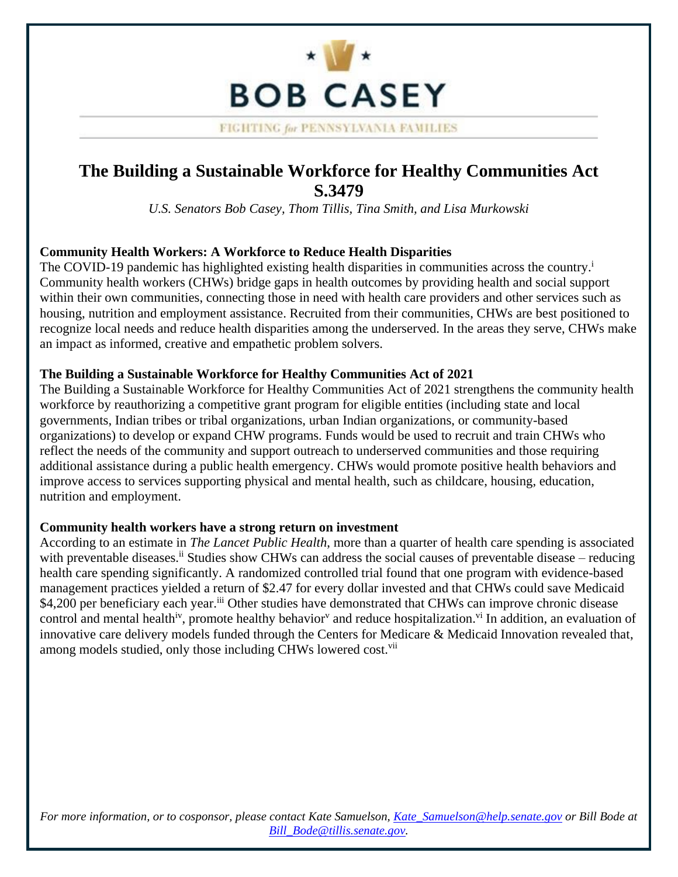**BOB CASEY**

FIGHTING *for* PENNSYLVANIA FAMILIES

# The Building a Sustainable Workforce for Healthy Communities Act S.3479

*U.S. Senators Bob Casey, Thom Tillis, Tina Smith, and Lisa Murkowski*

### Community Health Workers: A Workforce to Reduce Health Disparities

The COVID-19 pandemic has highlighted existing health disparities in communities across the country.[i] Community health workers (CHWs) bridge gaps in health outcomes by providing health and social support within their own communities, connecting those in need with health care providers and other services such as housing, nutrition and employment assistance. Recruited from their communities, CHWs are best positioned to recognize local needs and reduce health disparities among the underserved. In the areas they serve, CHWs make an impact as informed, creative and empathetic problem solvers.

### The Building a Sustainable Workforce for Healthy Communities Act of 2021

The Building a Sustainable Workforce for Healthy Communities Act of 2021 strengthens the community health workforce by reauthorizing a competitive grant program for eligible entities (including state and local governments, Indian tribes or tribal organizations, urban Indian organizations, or community-based organizations) to develop or expand CHW programs. Funds would be used to recruit and train CHWs who reflect the needs of the community and support outreach to underserved communities and those requiring additional assistance during a public health emergency. CHWs would promote positive health behaviors and improve access to services supporting physical and mental health, such as childcare, housing, education, nutrition and employment.

### Community health workers have a strong return on investment

According to an estimate in *The Lancet Public Health*, more than a quarter of health care spending is associated with preventable diseases.[ii] Studies show CHWs can address the social causes of preventable disease – reducing health care spending significantly. A randomized controlled trial found that one program with evidence-based management practices yielded a return of $2.47 for every dollar invested and that CHWs could save Medicaid $4,200 per beneficiary each year.[iii] Other studies have demonstrated that CHWs can improve chronic disease control and mental health[iv], promote healthy behavior[v] and reduce hospitalization.[vi] In addition, an evaluation of innovative care delivery models funded through the Centers for Medicare & Medicaid Innovation revealed that, among models studied, only those including CHWs lowered cost.[vii]

*For more information, or to cosponsor, please contact Kate Samuelson, [Kate_Samuelson@help.senate.gov](mailto:Kate_Samuelson@help.senate.gov) or Bill Bode at [Bill_Bode@tillis.senate.gov](mailto:Bill_Bode@tillis.senate.gov).*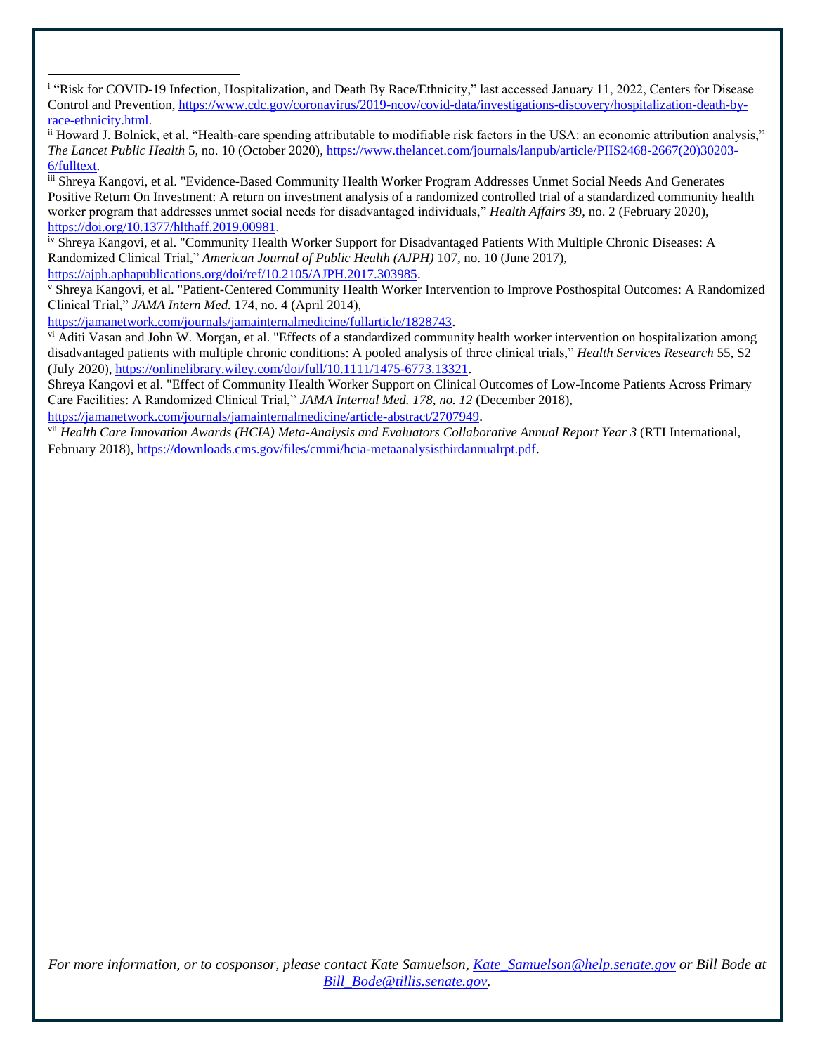[i] "Risk for COVID-19 Infection, Hospitalization, and Death By Race/Ethnicity," last accessed January 11, 2022, Centers for Disease Control and Prevention, https://www.cdc.gov/coronavirus/2019-ncov/covid-data/investigations-discovery/hospitalization-death-by-race-ethnicity.html.

[ii] Howard J. Bolnick, et al. "Health-care spending attributable to modifiable risk factors in the USA: an economic attribution analysis," *The Lancet Public Health* 5, no. 10 (October 2020), https://www.thelancet.com/journals/lanpub/article/PIIS2468-2667(20)30203-6/fulltext.

[iii] Shreya Kangovi, et al. "Evidence-Based Community Health Worker Program Addresses Unmet Social Needs And Generates Positive Return On Investment: A return on investment analysis of a randomized controlled trial of a standardized community health worker program that addresses unmet social needs for disadvantaged individuals," *Health Affairs* 39, no. 2 (February 2020), https://doi.org/10.1377/hlthaff.2019.00981.

[iv] Shreya Kangovi, et al. "Community Health Worker Support for Disadvantaged Patients With Multiple Chronic Diseases: A Randomized Clinical Trial," *American Journal of Public Health (AJPH)* 107, no. 10 (June 2017), https://ajph.aphapublications.org/doi/ref/10.2105/AJPH.2017.303985.

[v] Shreya Kangovi, et al. "Patient-Centered Community Health Worker Intervention to Improve Posthospital Outcomes: A Randomized Clinical Trial," *JAMA Intern Med.* 174, no. 4 (April 2014), https://jamanetwork.com/journals/jamainternalmedicine/fullarticle/1828743.

[vi] Aditi Vasan and John W. Morgan, et al. "Effects of a standardized community health worker intervention on hospitalization among disadvantaged patients with multiple chronic conditions: A pooled analysis of three clinical trials," *Health Services Research* 55, S2 (July 2020), https://onlinelibrary.wiley.com/doi/full/10.1111/1475-6773.13321.

Shreya Kangovi et al. "Effect of Community Health Worker Support on Clinical Outcomes of Low-Income Patients Across Primary Care Facilities: A Randomized Clinical Trial," *JAMA Internal Med. 178, no. 12* (December 2018), https://jamanetwork.com/journals/jamainternalmedicine/article-abstract/2707949.

[vii] *Health Care Innovation Awards (HCIA) Meta-Analysis and Evaluators Collaborative Annual Report Year 3* (RTI International, February 2018), https://downloads.cms.gov/files/cmmi/hcia-metaanalysisthirdannualrpt.pdf.

*For more information, or to cosponsor, please contact Kate Samuelson, Kate_Samuelson@help.senate.gov or Bill Bode at Bill_Bode@tillis.senate.gov.*